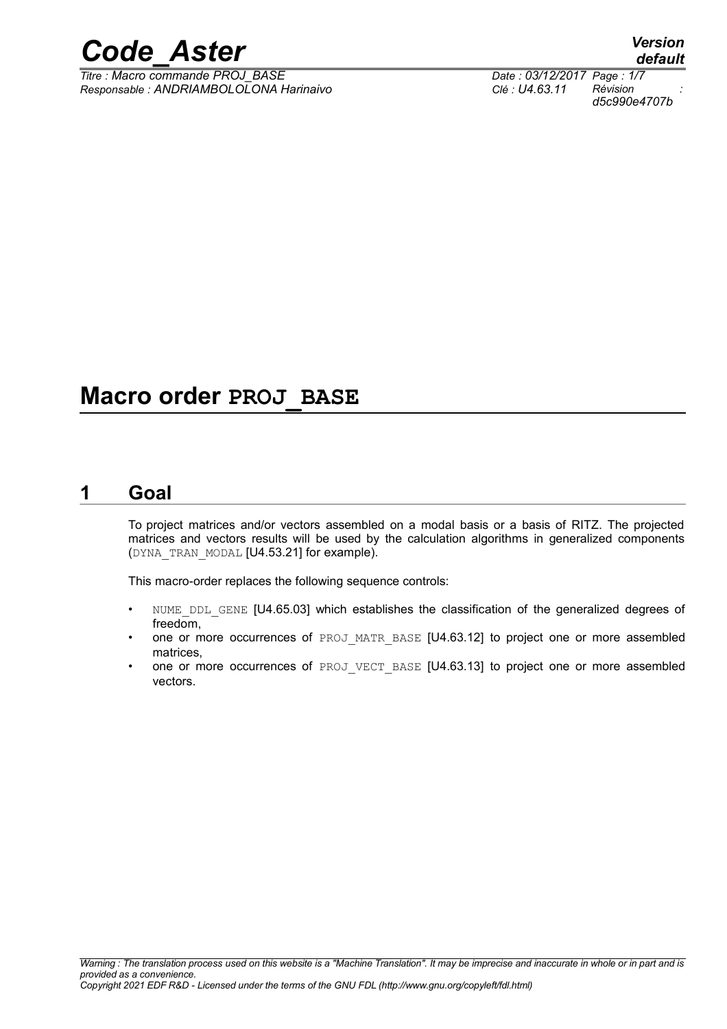# Macro order PROJ_BASE

## 1 Goal

To project matrices and/or vectors assembled on a modal basis or a basis of RITZ. The projected matrices and vectors results will be used by the calculation algorithms in generalized components (DYNA_TRAN_MODAL [U4.53.21] for example).

This macro-order replaces the following sequence controls:

- NUME_DDL_GENE [U4.65.03] which establishes the classification of the generalized degrees of freedom,
- one or more occurrences of PROJ_MATR_BASE [U4.63.12] to project one or more assembled matrices,
- one or more occurrences of PROJ_VECT_BASE [U4.63.13] to project one or more assembled vectors.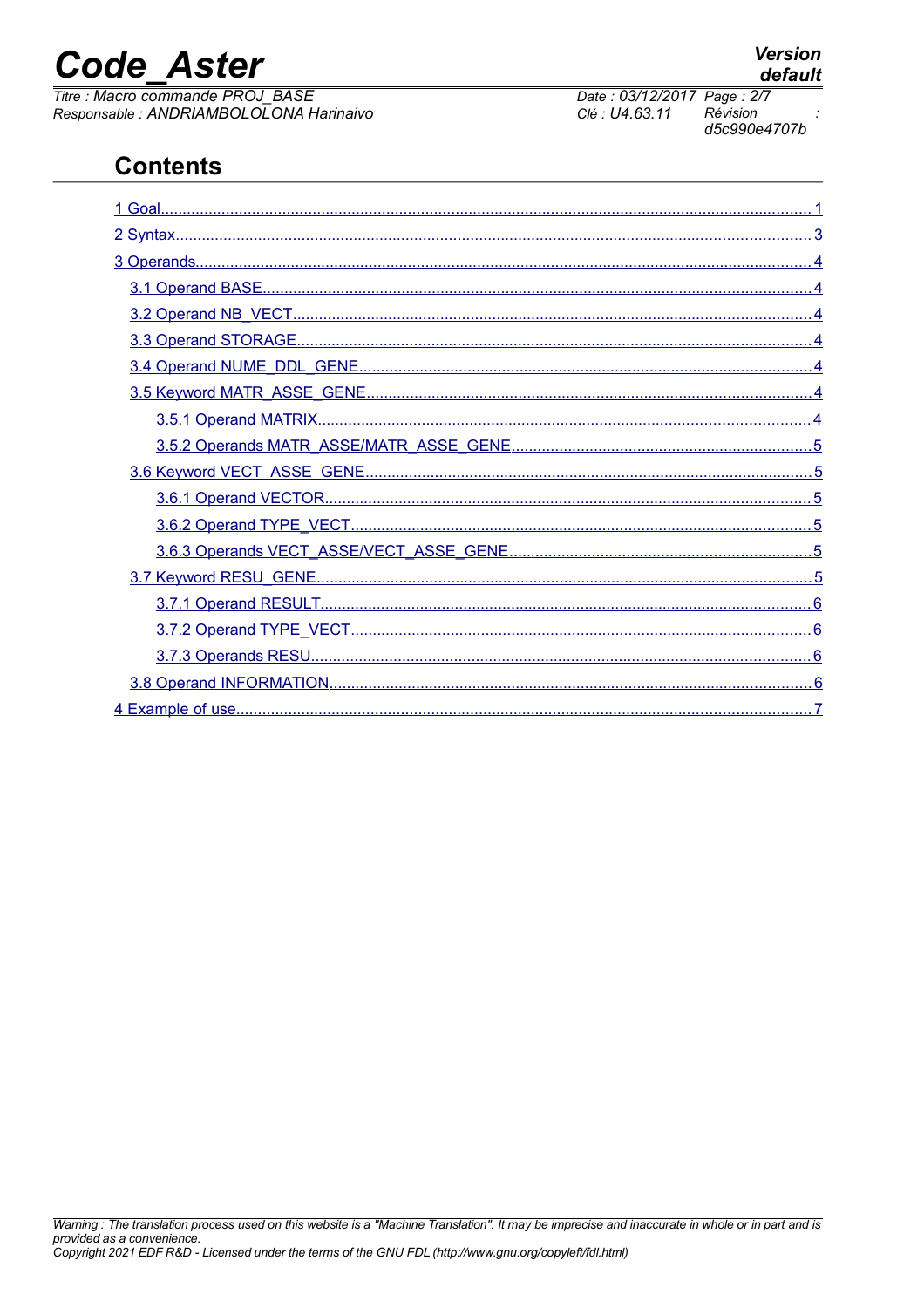# Contents

1 Goal........................................................................................................................................ 1

2 Syntax...................................................................................................................................... 3

3 Operands................................................................................................................................. 4

3.1 Operand BASE.................................................................................................................... 4

3.2 Operand NB_VECT.............................................................................................................. 4

3.3 Operand STORAGE............................................................................................................. 4

3.4 Operand NUME_DDL_GENE............................................................................................... 4

3.5 Keyword MATR_ASSE_GENE............................................................................................. 4

3.5.1 Operand MATRIX.......................................................................................................... 4

3.5.2 Operands MATR_ASSE/MATR_ASSE_GENE............................................................... 5

3.6 Keyword VECT_ASSE_GENE.............................................................................................. 5

3.6.1 Operand VECTOR......................................................................................................... 5

3.6.2 Operand TYPE_VECT................................................................................................... 5

3.6.3 Operands VECT_ASSE/VECT_ASSE_GENE................................................................ 5

3.7 Keyword RESU_GENE........................................................................................................ 5

3.7.1 Operand RESULT.......................................................................................................... 6

3.7.2 Operand TYPE_VECT................................................................................................... 6

3.7.3 Operands RESU............................................................................................................ 6

3.8 Operand INFORMATION..................................................................................................... 6

4 Example of use........................................................................................................................ 7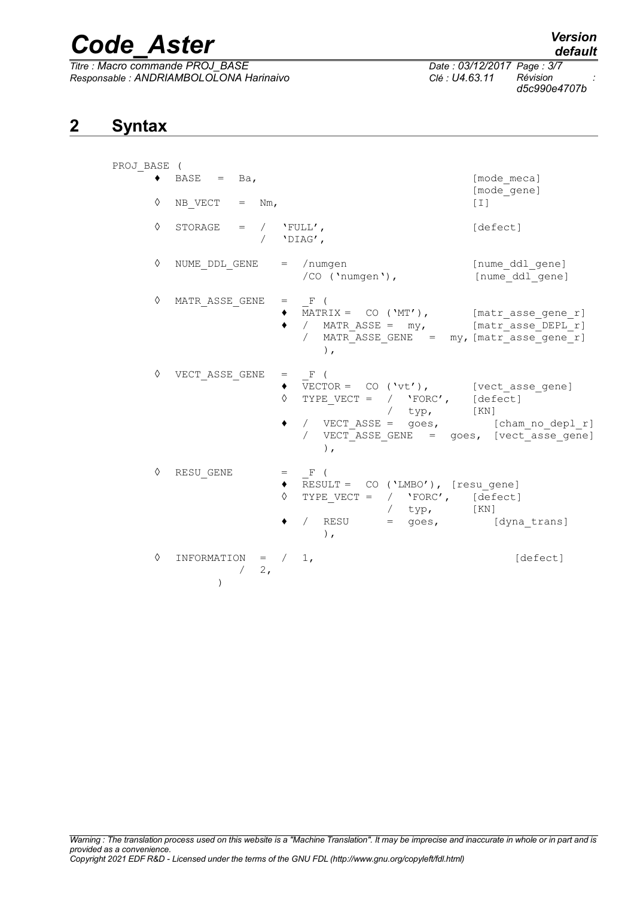## 2 Syntax

```
PROJ_BASE (
    ♦  BASE   =  Ba,                                      [mode_meca]
                                                          [mode_gene]
    ◊  NB_VECT   =  Nm,                                   [I]

    ◊  STORAGE   =  /  'FULL',                            [defect]
                    /  'DIAG',

    ◊  NUME_DDL_GENE    =  /numgen                        [nume_ddl_gene]
                           /CO ('numgen'),                [nume_ddl_gene]

    ◊  MATR_ASSE_GENE   =  _F (
                        ♦  MATRIX =  CO ('MT'),           [matr_asse_gene_r]
                        ♦  /  MATR_ASSE =  my,            [matr_asse_DEPL_r]
                           /  MATR_ASSE_GENE   =  my, [matr_asse_gene_r]
                              ),

    ◊  VECT_ASSE_GENE   =  _F (
                        ♦  VECTOR =  CO ('vt'),           [vect_asse_gene]
                        ◊  TYPE_VECT =  /  'FORC',        [defect]
                                        /  typ,           [KN]
                        ♦  /  VECT_ASSE =  goes,              [cham_no_depl_r]
                           /  VECT_ASSE_GENE   =  goes,  [vect_asse_gene]
                              ),

    ◊  RESU_GENE        =  _F (
                        ♦  RESULT =  CO ('LMBO'), [resu_gene]
                        ◊  TYPE_VECT =  /  'FORC',        [defect]
                                        /  typ,           [KN]
                        ♦  /  RESU       =  goes,            [dyna_trans]
                              ),

    ◊  INFORMATION   =  /  1,                                [defect]
                  /  2,
           )
```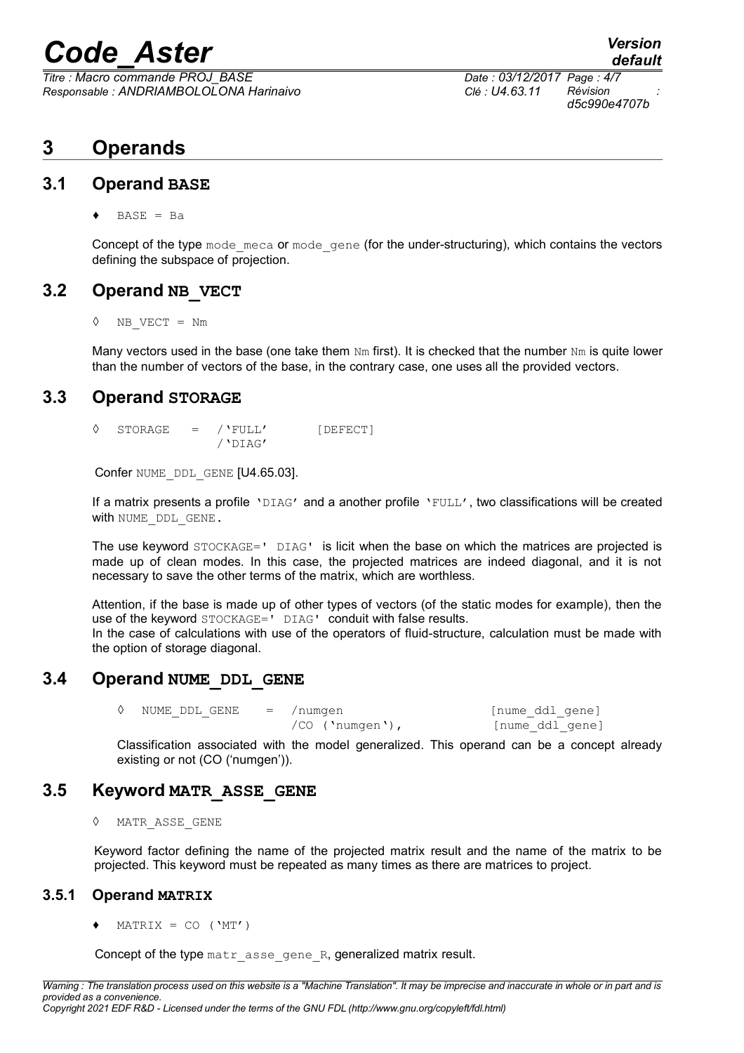# 3 Operands

## 3.1 Operand BASE

♦ `BASE = Ba`

Concept of the type `mode_meca` or `mode_gene` (for the under-structuring), which contains the vectors defining the subspace of projection.

## 3.2 Operand NB_VECT

◊ `NB_VECT = Nm`

Many vectors used in the base (one take them `Nm` first). It is checked that the number `Nm` is quite lower than the number of vectors of the base, in the contrary case, one uses all the provided vectors.

## 3.3 Operand STORAGE

```
◊  STORAGE   =  /'FULL'       [DEFECT]
                /'DIAG'
```

Confer `NUME_DDL_GENE` [U4.65.03].

If a matrix presents a profile `'DIAG'` and a another profile `'FULL'`, two classifications will be created with `NUME_DDL_GENE.`

The use keyword `STOCKAGE=' DIAG'` is licit when the base on which the matrices are projected is made up of clean modes. In this case, the projected matrices are indeed diagonal, and it is not necessary to save the other terms of the matrix, which are worthless.

Attention, if the base is made up of other types of vectors (of the static modes for example), then the use of the keyword `STOCKAGE=' DIAG'` conduit with false results.
In the case of calculations with use of the operators of fluid-structure, calculation must be made with the option of storage diagonal.

## 3.4 Operand NUME_DDL_GENE

```
◊  NUME_DDL_GENE   =  /numgen                 [nume_ddl_gene]
                      /CO ('numgen'),          [nume_ddl_gene]
```

Classification associated with the model generalized. This operand can be a concept already existing or not (CO ('numgen')).

## 3.5 Keyword MATR_ASSE_GENE

◊ `MATR_ASSE_GENE`

Keyword factor defining the name of the projected matrix result and the name of the matrix to be projected. This keyword must be repeated as many times as there are matrices to project.

### 3.5.1 Operand MATRIX

♦ `MATRIX = CO ('MT')`

Concept of the type `matr_asse_gene_R`, generalized matrix result.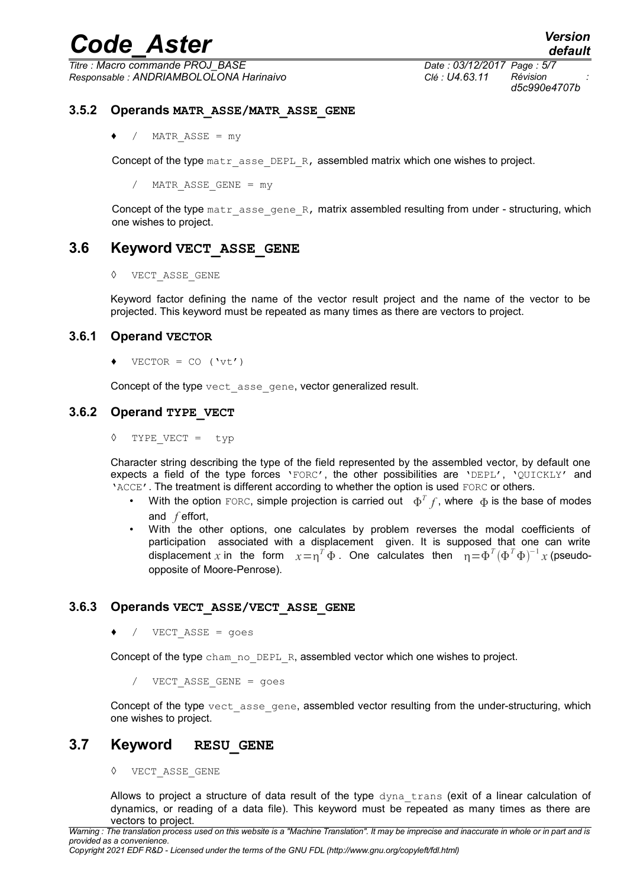### 3.5.2 Operands MATR_ASSE/MATR_ASSE_GENE

♦ / MATR_ASSE = my

Concept of the type matr_asse_DEPL_R, assembled matrix which one wishes to project.

/ MATR_ASSE_GENE = my

Concept of the type matr_asse_gene_R, matrix assembled resulting from under - structuring, which one wishes to project.

## 3.6 Keyword VECT_ASSE_GENE

◊ VECT_ASSE_GENE

Keyword factor defining the name of the vector result project and the name of the vector to be projected. This keyword must be repeated as many times as there are vectors to project.

### 3.6.1 Operand VECTOR

♦ VECTOR = CO ('vt')

Concept of the type vect_asse_gene, vector generalized result.

### 3.6.2 Operand TYPE_VECT

◊ TYPE_VECT = typ

Character string describing the type of the field represented by the assembled vector, by default one expects a field of the type forces 'FORC', the other possibilities are 'DEPL', 'QUICKLY' and 'ACCE'. The treatment is different according to whether the option is used FORC or others.

- With the option FORC, simple projection is carried out $\Phi^T f$, where $\Phi$ is the base of modes and $f$ effort,
- With the other options, one calculates by problem reverses the modal coefficients of participation associated with a displacement given. It is supposed that one can write displacement $x$ in the form $x=\eta^T \Phi$. One calculates then $\eta=\Phi^T (\Phi^T \Phi)^{-1} x$ (pseudo-opposite of Moore-Penrose).

### 3.6.3 Operands VECT_ASSE/VECT_ASSE_GENE

♦ / VECT_ASSE = goes

Concept of the type cham_no_DEPL_R, assembled vector which one wishes to project.

/ VECT_ASSE_GENE = goes

Concept of the type vect_asse_gene, assembled vector resulting from the under-structuring, which one wishes to project.

## 3.7 Keyword RESU_GENE

◊ VECT_ASSE_GENE

Allows to project a structure of data result of the type dyna_trans (exit of a linear calculation of dynamics, or reading of a data file). This keyword must be repeated as many times as there are vectors to project.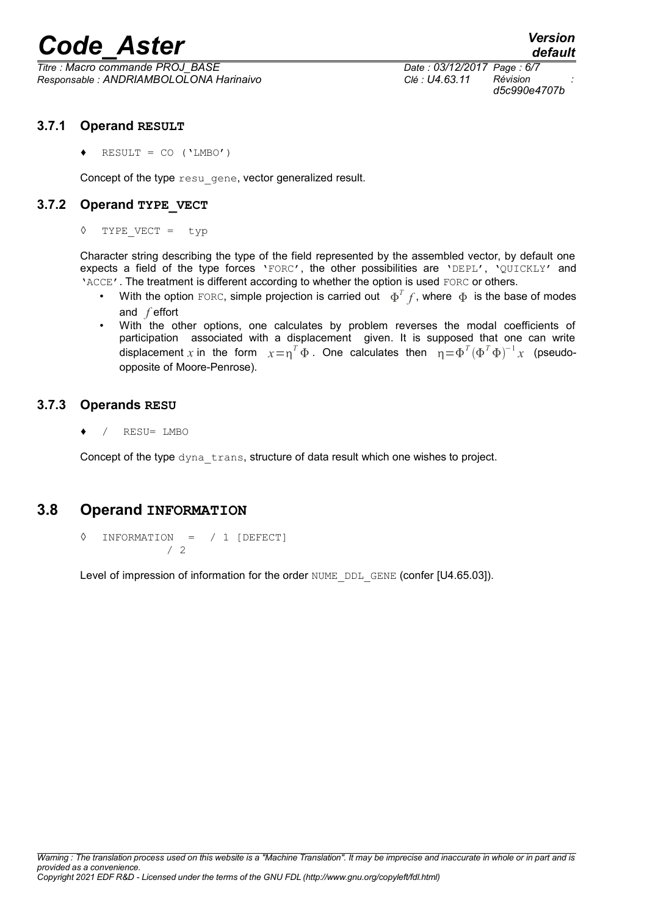### 3.7.1 Operand **RESULT**

♦ `RESULT = CO ('LMBO')`

Concept of the type `resu_gene`, vector generalized result.

### 3.7.2 Operand **TYPE_VECT**

◊ `TYPE_VECT = typ`

Character string describing the type of the field represented by the assembled vector, by default one expects a field of the type forces `'FORC'`, the other possibilities are `'DEPL'`, `'QUICKLY'` and `'ACCE'`. The treatment is different according to whether the option is used `FORC` or others.

- With the option `FORC`, simple projection is carried out $\Phi^T f$, where $\Phi$ is the base of modes and $f$ effort
- With the other options, one calculates by problem reverses the modal coefficients of participation associated with a displacement given. It is supposed that one can write displacement $x$ in the form $x = \eta^T \Phi$. One calculates then $\eta = \Phi^T (\Phi^T \Phi)^{-1} x$ (pseudo-opposite of Moore-Penrose).

### 3.7.3 Operands **RESU**

♦ / `RESU= LMBO`

Concept of the type `dyna_trans`, structure of data result which one wishes to project.

## 3.8 Operand **INFORMATION**

```
◊  INFORMATION  =  / 1 [DEFECT]
                   / 2
```

Level of impression of information for the order `NUME_DDL_GENE` (confer [U4.65.03]).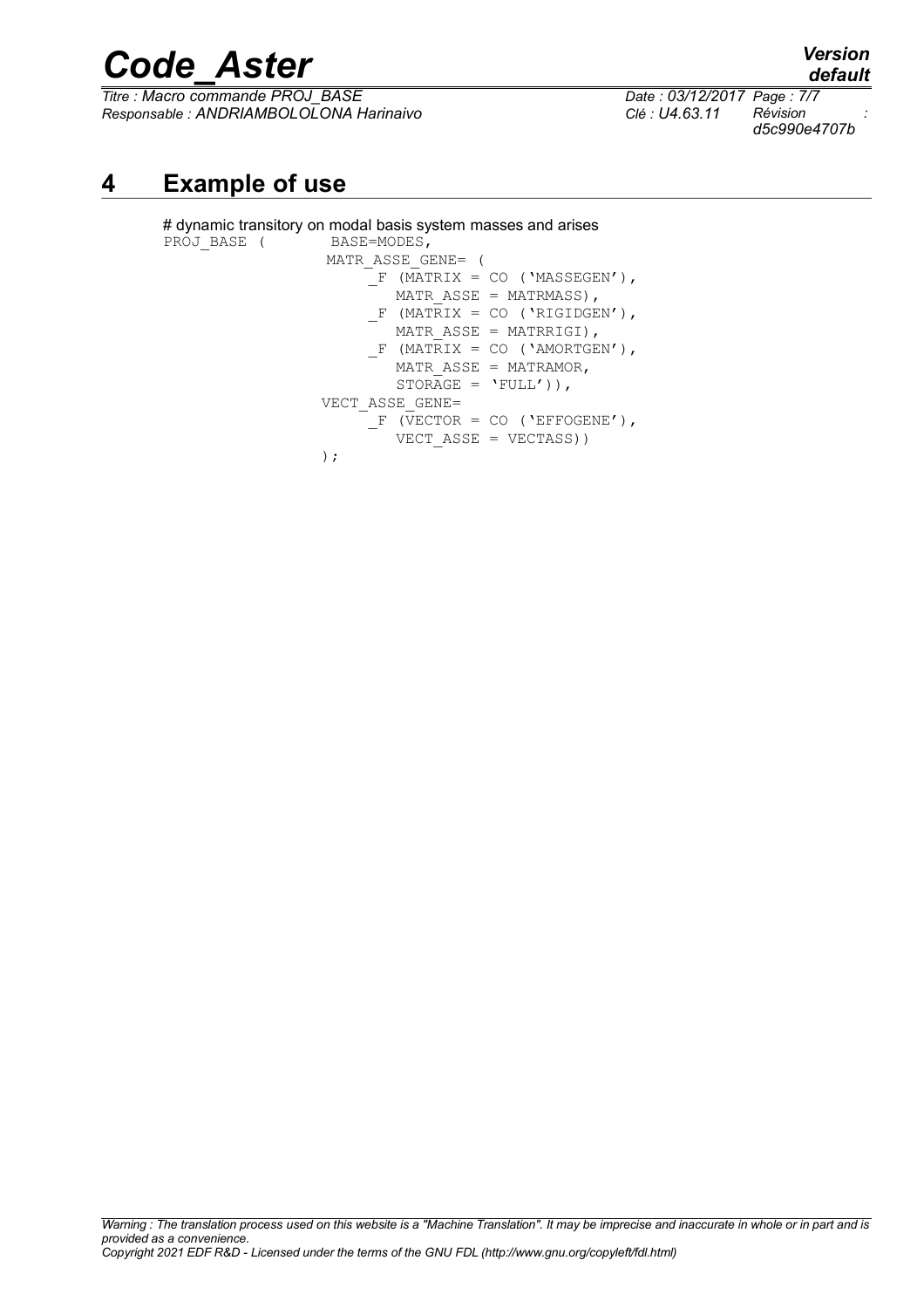# 4 Example of use

# dynamic transitory on modal basis system masses and arises

```
PROJ_BASE (        BASE=MODES,
                   MATR_ASSE_GENE= (
                        _F (MATRIX = CO ('MASSEGEN'),
                           MATR_ASSE = MATRMASS),
                        _F (MATRIX = CO ('RIGIDGEN'),
                           MATR_ASSE = MATRRIGI),
                        _F (MATRIX = CO ('AMORTGEN'),
                           MATR_ASSE = MATRAMOR,
                           STORAGE = 'FULL')),
                   VECT_ASSE_GENE=
                        _F (VECTOR = CO ('EFFOGENE'),
                           VECT_ASSE = VECTASS))
                   );
```